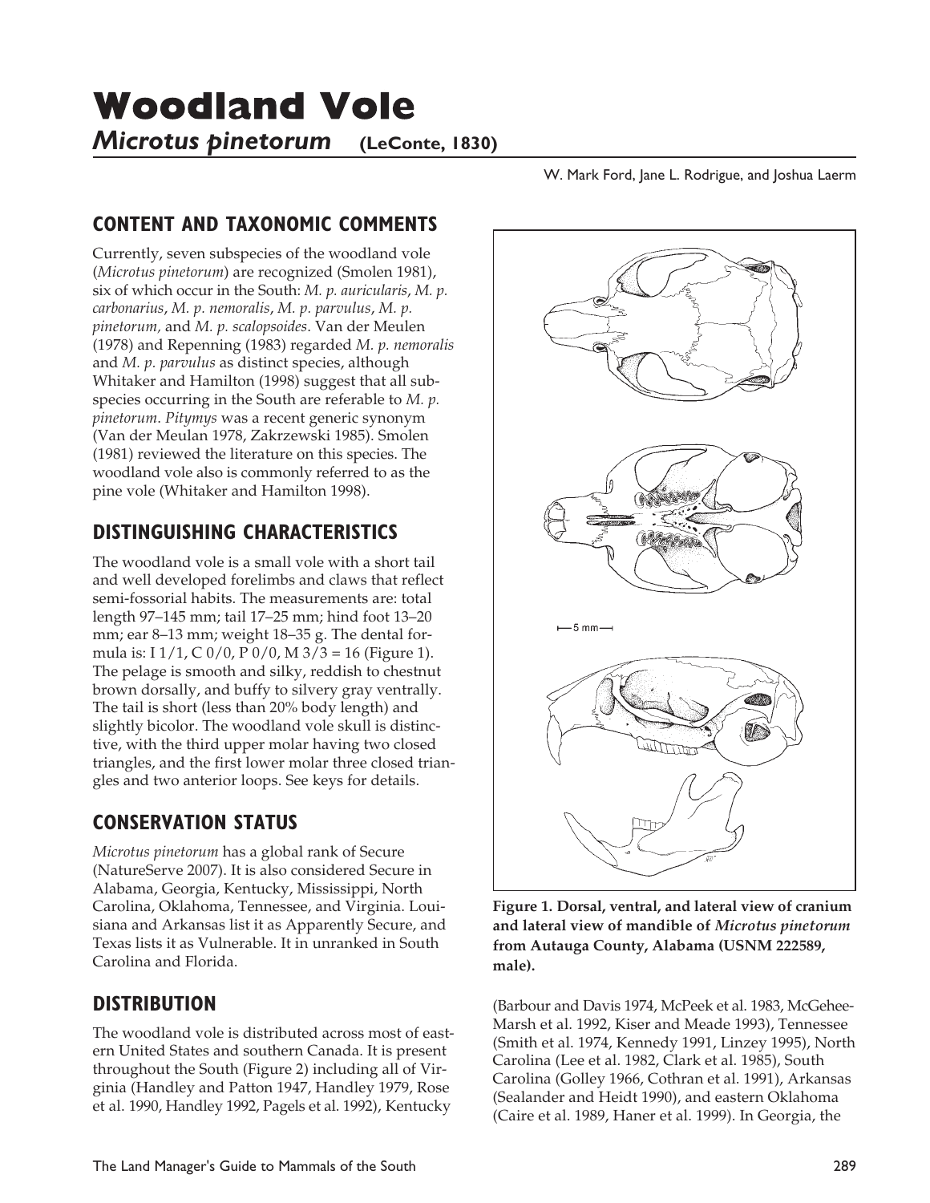# Woodland Vole

## *Microtus pinetorum* (LeConte, 1830)

W. Mark Ford, Jane L. Rodrigue, and Joshua Laerm

## CONTENT AND TAXONOMIC COMMENTS

Currently, seven subspecies of the woodland vole (*Microtus pinetorum*) are recognized (Smolen 1981), six of which occur in the South: *M. p. auricularis*, *M. p. carbonarius*, *M. p. nemoralis*, *M. p. parvulus*, *M. p. pinetorum,* and *M. p. scalopsoides*. Van der Meulen (1978) and Repenning (1983) regarded *M. p. nemoralis* and *M. p. parvulus* as distinct species, although Whitaker and Hamilton (1998) suggest that all subspecies occurring in the South are referable to *M. p. pinetorum*. *Pitymys* was a recent generic synonym (Van der Meulan 1978, Zakrzewski 1985). Smolen (1981) reviewed the literature on this species. The woodland vole also is commonly referred to as the pine vole (Whitaker and Hamilton 1998).

## DISTINGUISHING CHARACTERISTICS

The woodland vole is a small vole with a short tail and well developed forelimbs and claws that reflect semi-fossorial habits. The measurements are: total length 97–145 mm; tail 17–25 mm; hind foot 13–20 mm; ear 8–13 mm; weight 18–35 g. The dental formula is: I 1/1, C 0/0, P 0/0, M 3/3 = 16 (Figure 1). The pelage is smooth and silky, reddish to chestnut brown dorsally, and buffy to silvery gray ventrally. The tail is short (less than 20% body length) and slightly bicolor. The woodland vole skull is distinctive, with the third upper molar having two closed triangles, and the first lower molar three closed triangles and two anterior loops. See keys for details.

**Figure 1. Dorsal, ventral, and lateral view of cranium and lateral view of mandible of *Microtus pinetorum* from Autauga County, Alabama (USNM 222589, male).**

## CONSERVATION STATUS

*Microtus pinetorum* has a global rank of Secure (NatureServe 2007). It is also considered Secure in Alabama, Georgia, Kentucky, Mississippi, North Carolina, Oklahoma, Tennessee, and Virginia. Louisiana and Arkansas list it as Apparently Secure, and Texas lists it as Vulnerable. It in unranked in South Carolina and Florida.

## DISTRIBUTION

The woodland vole is distributed across most of eastern United States and southern Canada. It is present throughout the South (Figure 2) including all of Virginia (Handley and Patton 1947, Handley 1979, Rose et al. 1990, Handley 1992, Pagels et al. 1992), Kentucky (Barbour and Davis 1974, McPeek et al. 1983, McGehee-Marsh et al. 1992, Kiser and Meade 1993), Tennessee (Smith et al. 1974, Kennedy 1991, Linzey 1995), North Carolina (Lee et al. 1982, Clark et al. 1985), South Carolina (Golley 1966, Cothran et al. 1991), Arkansas (Sealander and Heidt 1990), and eastern Oklahoma (Caire et al. 1989, Haner et al. 1999). In Georgia, the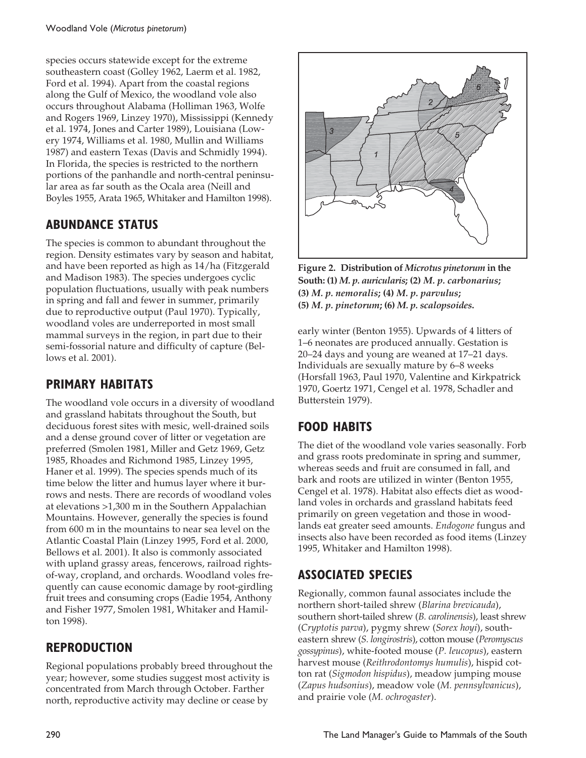species occurs statewide except for the extreme southeastern coast (Golley 1962, Laerm et al. 1982, Ford et al. 1994). Apart from the coastal regions along the Gulf of Mexico, the woodland vole also occurs throughout Alabama (Holliman 1963, Wolfe and Rogers 1969, Linzey 1970), Mississippi (Kennedy et al. 1974, Jones and Carter 1989), Louisiana (Lowery 1974, Williams et al. 1980, Mullin and Williams 1987) and eastern Texas (Davis and Schmidly 1994). In Florida, the species is restricted to the northern portions of the panhandle and north-central peninsular area as far south as the Ocala area (Neill and Boyles 1955, Arata 1965, Whitaker and Hamilton 1998).

## ABUNDANCE STATUS

The species is common to abundant throughout the region. Density estimates vary by season and habitat, and have been reported as high as 14/ha (Fitzgerald and Madison 1983). The species undergoes cyclic population fluctuations, usually with peak numbers in spring and fall and fewer in summer, primarily due to reproductive output (Paul 1970). Typically, woodland voles are underreported in most small mammal surveys in the region, in part due to their semi-fossorial nature and difficulty of capture (Bellows et al. 2001).

## PRIMARY HABITATS

The woodland vole occurs in a diversity of woodland and grassland habitats throughout the South, but deciduous forest sites with mesic, well-drained soils and a dense ground cover of litter or vegetation are preferred (Smolen 1981, Miller and Getz 1969, Getz 1985, Rhoades and Richmond 1985, Linzey 1995, Haner et al. 1999). The species spends much of its time below the litter and humus layer where it burrows and nests. There are records of woodland voles at elevations >1,300 m in the Southern Appalachian Mountains. However, generally the species is found from 600 m in the mountains to near sea level on the Atlantic Coastal Plain (Linzey 1995, Ford et al. 2000, Bellows et al. 2001). It also is commonly associated with upland grassy areas, fencerows, railroad rights-of-way, cropland, and orchards. Woodland voles frequently can cause economic damage by root-girdling fruit trees and consuming crops (Eadie 1954, Anthony and Fisher 1977, Smolen 1981, Whitaker and Hamilton 1998).

## REPRODUCTION

Regional populations probably breed throughout the year; however, some studies suggest most activity is concentrated from March through October. Farther north, reproductive activity may decline or cease by early winter (Benton 1955). Upwards of 4 litters of 1–6 neonates are produced annually. Gestation is 20–24 days and young are weaned at 17–21 days. Individuals are sexually mature by 6–8 weeks (Horsfall 1963, Paul 1970, Valentine and Kirkpatrick 1970, Goertz 1971, Cengel et al. 1978, Schadler and Butterstein 1979).

**Figure 2. Distribution of *Microtus pinetorum* in the South: (1) *M. p. auricularis*; (2) *M. p. carbonarius*; (3) *M. p. nemoralis*; (4) *M. p. parvulus*; (5) *M. p. pinetorum*; (6) *M. p. scalopsoides*.**

## FOOD HABITS

The diet of the woodland vole varies seasonally. Forb and grass roots predominate in spring and summer, whereas seeds and fruit are consumed in fall, and bark and roots are utilized in winter (Benton 1955, Cengel et al. 1978). Habitat also effects diet as woodland voles in orchards and grassland habitats feed primarily on green vegetation and those in woodlands eat greater seed amounts. *Endogone* fungus and insects also have been recorded as food items (Linzey 1995, Whitaker and Hamilton 1998).

## ASSOCIATED SPECIES

Regionally, common faunal associates include the northern short-tailed shrew (*Blarina brevicauda*), southern short-tailed shrew (*B. carolinensis*), least shrew (*Cryptotis parva*), pygmy shrew (*Sorex hoyi*), southeastern shrew (*S. longirostris*), cotton mouse (*Peromyscus gossypinus*), white-footed mouse (*P. leucopus*), eastern harvest mouse (*Reithrodontomys humulis*), hispid cotton rat (*Sigmodon hispidus*), meadow jumping mouse (*Zapus hudsonius*), meadow vole (*M. pennsylvanicus*), and prairie vole (*M. ochrogaster*).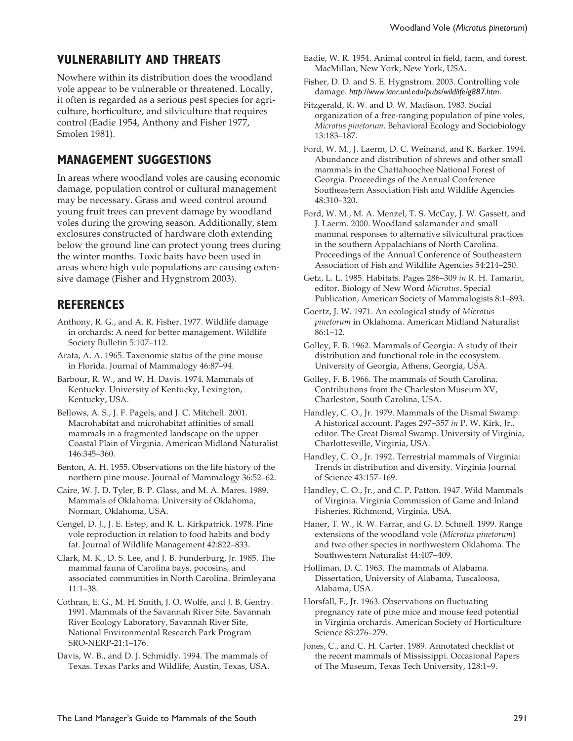## VULNERABILITY AND THREATS

Nowhere within its distribution does the woodland vole appear to be vulnerable or threatened. Locally, it often is regarded as a serious pest species for agriculture, horticulture, and silviculture that requires control (Eadie 1954, Anthony and Fisher 1977, Smolen 1981).

## MANAGEMENT SUGGESTIONS

In areas where woodland voles are causing economic damage, population control or cultural management may be necessary. Grass and weed control around young fruit trees can prevent damage by woodland voles during the growing season. Additionally, stem exclosures constructed of hardware cloth extending below the ground line can protect young trees during the winter months. Toxic baits have been used in areas where high vole populations are causing extensive damage (Fisher and Hygnstrom 2003).

## REFERENCES

Anthony, R. G., and A. R. Fisher. 1977. Wildlife damage in orchards: A need for better management. Wildlife Society Bulletin 5:107–112.

Arata, A. A. 1965. Taxonomic status of the pine mouse in Florida. Journal of Mammalogy 46:87–94.

Barbour, R. W., and W. H. Davis. 1974. Mammals of Kentucky. University of Kentucky, Lexington, Kentucky, USA.

Bellows, A. S., J. F. Pagels, and J. C. Mitchell. 2001. Macrohabitat and microhabitat affinities of small mammals in a fragmented landscape on the upper Coastal Plain of Virginia. American Midland Naturalist 146:345–360.

Benton, A. H. 1955. Observations on the life history of the northern pine mouse. Journal of Mammalogy 36:52–62.

Caire, W. J. D. Tyler, B. P. Glass, and M. A. Mares. 1989. Mammals of Oklahoma. University of Oklahoma, Norman, Oklahoma, USA.

Cengel, D. J., J. E. Estep, and R. L. Kirkpatrick. 1978. Pine vole reproduction in relation to food habits and body fat. Journal of Wildlife Management 42:822–833.

Clark, M. K., D. S. Lee, and J. B. Funderburg, Jr. 1985. The mammal fauna of Carolina bays, pocosins, and associated communities in North Carolina. Brimleyana 11:1–38.

Cothran, E. G., M. H. Smith, J. O. Wolfe, and J. B. Gentry. 1991. Mammals of the Savannah River Site. Savannah River Ecology Laboratory, Savannah River Site, National Environmental Research Park Program SRO-NERP-21:1–176.

Davis, W. B., and D. J. Schmidly. 1994. The mammals of Texas. Texas Parks and Wildlife, Austin, Texas, USA.

Eadie, W. R. 1954. Animal control in field, farm, and forest. MacMillan, New York, New York, USA.

Fisher, D. D. and S. E. Hygnstrom. 2003. Controlling vole damage. *http://www.ianr.unl.edu/pubs/wildlife/g887.htm*.

Fitzgerald, R. W. and D. W. Madison. 1983. Social organization of a free-ranging population of pine voles, *Microtus pinetorum*. Behavioral Ecology and Sociobiology 13:183–187.

Ford, W. M., J. Laerm, D. C. Weinand, and K. Barker. 1994. Abundance and distribution of shrews and other small mammals in the Chattahoochee National Forest of Georgia. Proceedings of the Annual Conference Southeastern Association Fish and Wildlife Agencies 48:310–320.

Ford, W. M., M. A. Menzel, T. S. McCay, J. W. Gassett, and J. Laerm. 2000. Woodland salamander and small mammal responses to alternative silvicultural practices in the southern Appalachians of North Carolina. Proceedings of the Annual Conference of Southeastern Association of Fish and Wildlife Agencies 54:214–250.

Getz, L. L. 1985. Habitats. Pages 286–309 *in* R. H. Tamarin, editor. Biology of New Word *Microtus*. Special Publication, American Society of Mammalogists 8:1–893.

Goertz, J. W. 1971. An ecological study of *Microtus pinetorum* in Oklahoma. American Midland Naturalist 86:1–12.

Golley, F. B. 1962. Mammals of Georgia: A study of their distribution and functional role in the ecosystem. University of Georgia, Athens, Georgia, USA.

Golley, F. B. 1966. The mammals of South Carolina. Contributions from the Charleston Museum XV, Charleston, South Carolina, USA.

Handley, C. O., Jr. 1979. Mammals of the Dismal Swamp: A historical account. Pages 297–357 *in* P. W. Kirk, Jr., editor. The Great Dismal Swamp. University of Virginia, Charlottesville, Virginia, USA.

Handley, C. O., Jr. 1992. Terrestrial mammals of Virginia: Trends in distribution and diversity. Virginia Journal of Science 43:157–169.

Handley, C. O., Jr., and C. P. Patton. 1947. Wild Mammals of Virginia. Virginia Commission of Game and Inland Fisheries, Richmond, Virginia, USA.

Haner, T. W., R. W. Farrar, and G. D. Schnell. 1999. Range extensions of the woodland vole (*Microtus pinetorum*) and two other species in northwestern Oklahoma. The Southwestern Naturalist 44:407–409.

Holliman, D. C. 1963. The mammals of Alabama. Dissertation, University of Alabama, Tuscaloosa, Alabama, USA.

Horsfall, F., Jr. 1963. Observations on fluctuating pregnancy rate of pine mice and mouse feed potential in Virginia orchards. American Society of Horticulture Science 83:276–279.

Jones, C., and C. H. Carter. 1989. Annotated checklist of the recent mammals of Mississippi. Occasional Papers of The Museum, Texas Tech University, 128:1–9.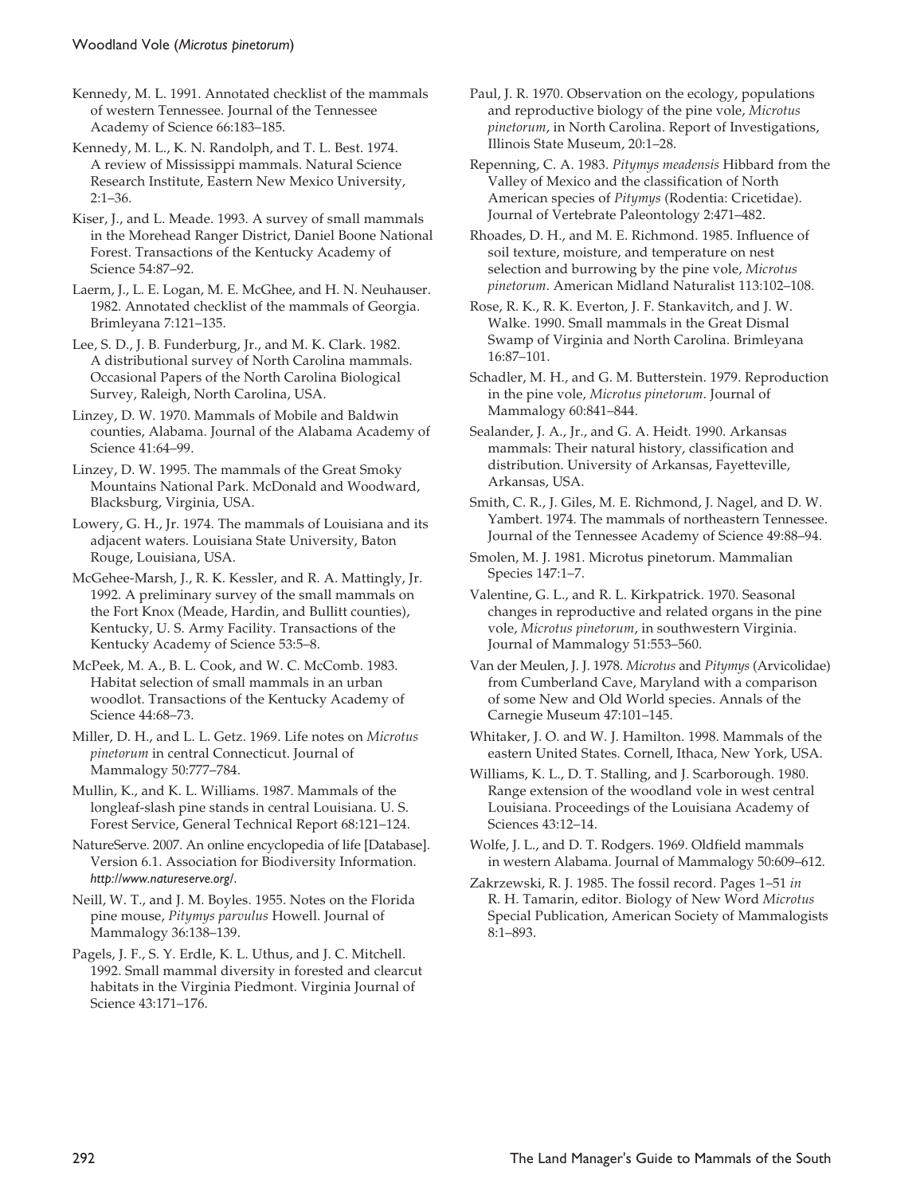Kennedy, M. L. 1991. Annotated checklist of the mammals of western Tennessee. Journal of the Tennessee Academy of Science 66:183–185.

Kennedy, M. L., K. N. Randolph, and T. L. Best. 1974. A review of Mississippi mammals. Natural Science Research Institute, Eastern New Mexico University, 2:1–36.

Kiser, J., and L. Meade. 1993. A survey of small mammals in the Morehead Ranger District, Daniel Boone National Forest. Transactions of the Kentucky Academy of Science 54:87–92.

Laerm, J., L. E. Logan, M. E. McGhee, and H. N. Neuhauser. 1982. Annotated checklist of the mammals of Georgia. Brimleyana 7:121–135.

Lee, S. D., J. B. Funderburg, Jr., and M. K. Clark. 1982. A distributional survey of North Carolina mammals. Occasional Papers of the North Carolina Biological Survey, Raleigh, North Carolina, USA.

Linzey, D. W. 1970. Mammals of Mobile and Baldwin counties, Alabama. Journal of the Alabama Academy of Science 41:64–99.

Linzey, D. W. 1995. The mammals of the Great Smoky Mountains National Park. McDonald and Woodward, Blacksburg, Virginia, USA.

Lowery, G. H., Jr. 1974. The mammals of Louisiana and its adjacent waters. Louisiana State University, Baton Rouge, Louisiana, USA.

McGehee-Marsh, J., R. K. Kessler, and R. A. Mattingly, Jr. 1992. A preliminary survey of the small mammals on the Fort Knox (Meade, Hardin, and Bullitt counties), Kentucky, U. S. Army Facility. Transactions of the Kentucky Academy of Science 53:5–8.

McPeek, M. A., B. L. Cook, and W. C. McComb. 1983. Habitat selection of small mammals in an urban woodlot. Transactions of the Kentucky Academy of Science 44:68–73.

Miller, D. H., and L. L. Getz. 1969. Life notes on *Microtus pinetorum* in central Connecticut. Journal of Mammalogy 50:777–784.

Mullin, K., and K. L. Williams. 1987. Mammals of the longleaf-slash pine stands in central Louisiana. U. S. Forest Service, General Technical Report 68:121–124.

NatureServe. 2007. An online encyclopedia of life [Database]. Version 6.1. Association for Biodiversity Information. *http://www.natureserve.org/*.

Neill, W. T., and J. M. Boyles. 1955. Notes on the Florida pine mouse, *Pitymys parvulus* Howell. Journal of Mammalogy 36:138–139.

Pagels, J. F., S. Y. Erdle, K. L. Uthus, and J. C. Mitchell. 1992. Small mammal diversity in forested and clearcut habitats in the Virginia Piedmont. Virginia Journal of Science 43:171–176.

Paul, J. R. 1970. Observation on the ecology, populations and reproductive biology of the pine vole, *Microtus pinetorum*, in North Carolina. Report of Investigations, Illinois State Museum, 20:1–28.

Repenning, C. A. 1983. *Pitymys meadensis* Hibbard from the Valley of Mexico and the classification of North American species of *Pitymys* (Rodentia: Cricetidae). Journal of Vertebrate Paleontology 2:471–482.

Rhoades, D. H., and M. E. Richmond. 1985. Influence of soil texture, moisture, and temperature on nest selection and burrowing by the pine vole, *Microtus pinetorum*. American Midland Naturalist 113:102–108.

Rose, R. K., R. K. Everton, J. F. Stankavitch, and J. W. Walke. 1990. Small mammals in the Great Dismal Swamp of Virginia and North Carolina. Brimleyana 16:87–101.

Schadler, M. H., and G. M. Butterstein. 1979. Reproduction in the pine vole, *Microtus pinetorum*. Journal of Mammalogy 60:841–844.

Sealander, J. A., Jr., and G. A. Heidt. 1990. Arkansas mammals: Their natural history, classification and distribution. University of Arkansas, Fayetteville, Arkansas, USA.

Smith, C. R., J. Giles, M. E. Richmond, J. Nagel, and D. W. Yambert. 1974. The mammals of northeastern Tennessee. Journal of the Tennessee Academy of Science 49:88–94.

Smolen, M. J. 1981. Microtus pinetorum. Mammalian Species 147:1–7.

Valentine, G. L., and R. L. Kirkpatrick. 1970. Seasonal changes in reproductive and related organs in the pine vole, *Microtus pinetorum*, in southwestern Virginia. Journal of Mammalogy 51:553–560.

Van der Meulen, J. J. 1978. *Microtus* and *Pitymys* (Arvicolidae) from Cumberland Cave, Maryland with a comparison of some New and Old World species. Annals of the Carnegie Museum 47:101–145.

Whitaker, J. O. and W. J. Hamilton. 1998. Mammals of the eastern United States. Cornell, Ithaca, New York, USA.

Williams, K. L., D. T. Stalling, and J. Scarborough. 1980. Range extension of the woodland vole in west central Louisiana. Proceedings of the Louisiana Academy of Sciences 43:12–14.

Wolfe, J. L., and D. T. Rodgers. 1969. Oldfield mammals in western Alabama. Journal of Mammalogy 50:609–612.

Zakrzewski, R. J. 1985. The fossil record. Pages 1–51 *in* R. H. Tamarin, editor. Biology of New Word *Microtus* Special Publication, American Society of Mammalogists 8:1–893.